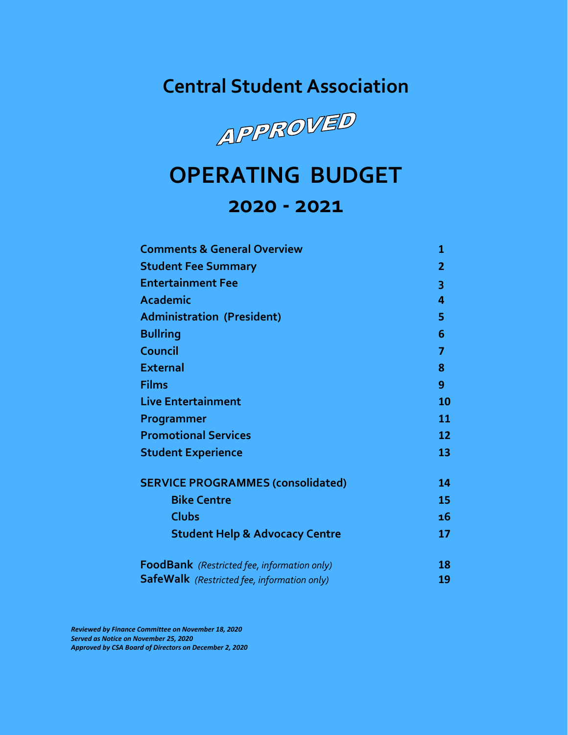# Central Student Association

**APPROVED**

# OPERATING BUDGET

## 2020 - 2021

| | |
|---|---|
| **Comments & General Overview** | **1** |
| **Student Fee Summary** | **2** |
| **Entertainment Fee** | **3** |
| **Academic** | **4** |
| **Administration (President)** | **5** |
| **Bullring** | **6** |
| **Council** | **7** |
| **External** | **8** |
| **Films** | **9** |
| **Live Entertainment** | **10** |
| **Programmer** | **11** |
| **Promotional Services** | **12** |
| **Student Experience** | **13** |
| **SERVICE PROGRAMMES (consolidated)** | **14** |
| **Bike Centre** | **15** |
| **Clubs** | **16** |
| **Student Help & Advocacy Centre** | **17** |
| **FoodBank** *(Restricted fee, information only)* | **18** |
| **SafeWalk** *(Restricted fee, information only)* | **19** |

***Reviewed by Finance Committee on November 18, 2020***
***Served as Notice on November 25, 2020***
***Approved by CSA Board of Directors on December 2, 2020***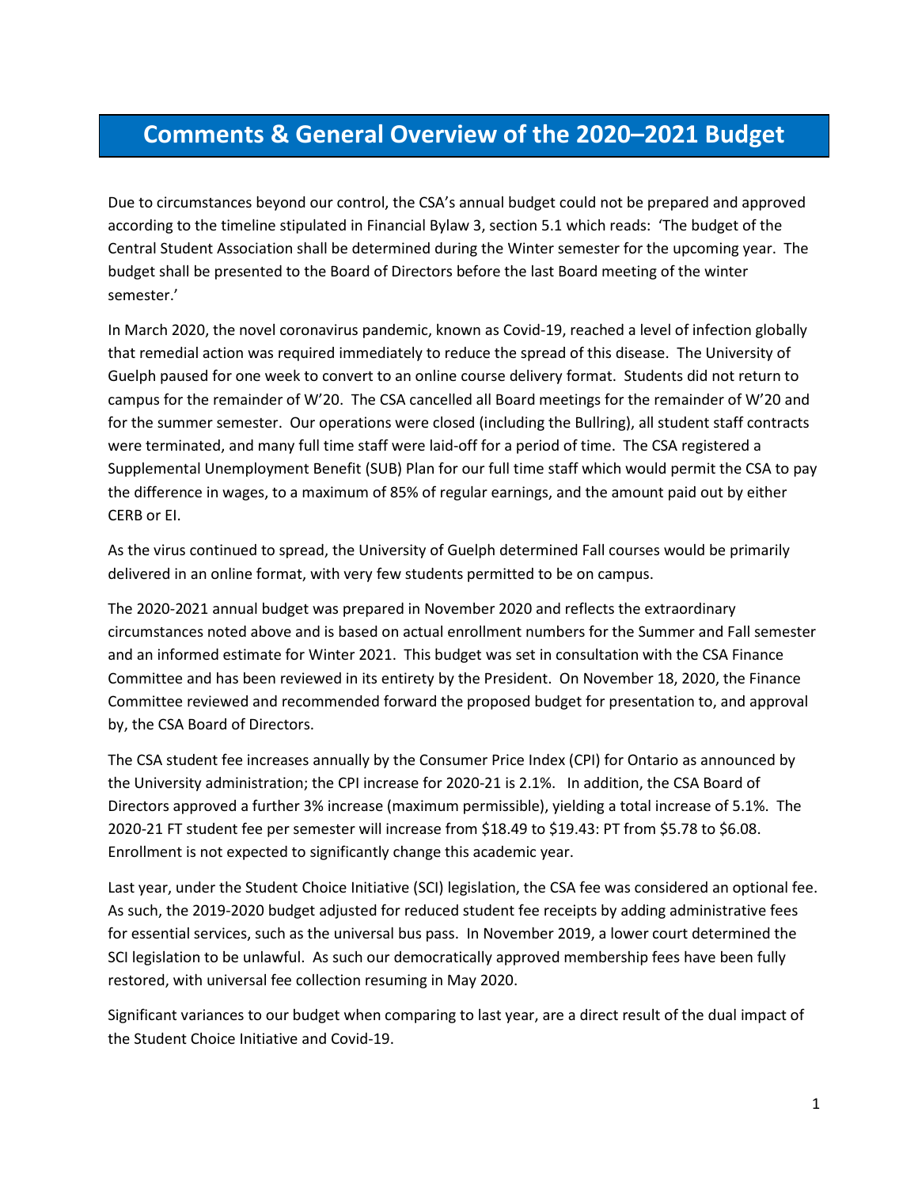# Comments & General Overview of the 2020–2021 Budget

Due to circumstances beyond our control, the CSA's annual budget could not be prepared and approved according to the timeline stipulated in Financial Bylaw 3, section 5.1 which reads: 'The budget of the Central Student Association shall be determined during the Winter semester for the upcoming year. The budget shall be presented to the Board of Directors before the last Board meeting of the winter semester.'

In March 2020, the novel coronavirus pandemic, known as Covid-19, reached a level of infection globally that remedial action was required immediately to reduce the spread of this disease. The University of Guelph paused for one week to convert to an online course delivery format. Students did not return to campus for the remainder of W'20. The CSA cancelled all Board meetings for the remainder of W'20 and for the summer semester. Our operations were closed (including the Bullring), all student staff contracts were terminated, and many full time staff were laid-off for a period of time. The CSA registered a Supplemental Unemployment Benefit (SUB) Plan for our full time staff which would permit the CSA to pay the difference in wages, to a maximum of 85% of regular earnings, and the amount paid out by either CERB or EI.

As the virus continued to spread, the University of Guelph determined Fall courses would be primarily delivered in an online format, with very few students permitted to be on campus.

The 2020-2021 annual budget was prepared in November 2020 and reflects the extraordinary circumstances noted above and is based on actual enrollment numbers for the Summer and Fall semester and an informed estimate for Winter 2021. This budget was set in consultation with the CSA Finance Committee and has been reviewed in its entirety by the President. On November 18, 2020, the Finance Committee reviewed and recommended forward the proposed budget for presentation to, and approval by, the CSA Board of Directors.

The CSA student fee increases annually by the Consumer Price Index (CPI) for Ontario as announced by the University administration; the CPI increase for 2020-21 is 2.1%. In addition, the CSA Board of Directors approved a further 3% increase (maximum permissible), yielding a total increase of 5.1%. The 2020-21 FT student fee per semester will increase from $18.49 to $19.43: PT from $5.78 to $6.08. Enrollment is not expected to significantly change this academic year.

Last year, under the Student Choice Initiative (SCI) legislation, the CSA fee was considered an optional fee. As such, the 2019-2020 budget adjusted for reduced student fee receipts by adding administrative fees for essential services, such as the universal bus pass. In November 2019, a lower court determined the SCI legislation to be unlawful. As such our democratically approved membership fees have been fully restored, with universal fee collection resuming in May 2020.

Significant variances to our budget when comparing to last year, are a direct result of the dual impact of the Student Choice Initiative and Covid-19.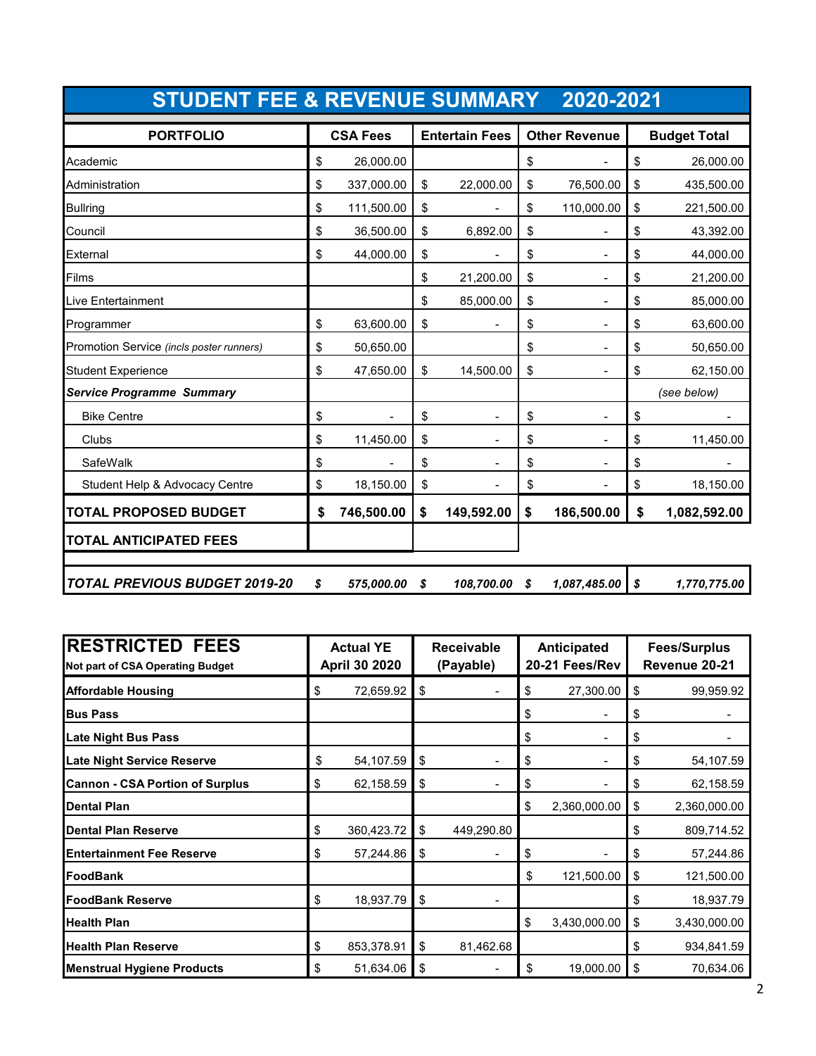# STUDENT FEE & REVENUE SUMMARY 2020-2021

| PORTFOLIO | CSA Fees | Entertain Fees | Other Revenue | Budget Total |
|---|---|---|---|---|
| Academic | $ 26,000.00 | | $ - | $ 26,000.00 |
| Administration | $ 337,000.00 | $ 22,000.00 | $ 76,500.00 | $ 435,500.00 |
| Bullring | $ 111,500.00 | $ - | $ 110,000.00 | $ 221,500.00 |
| Council | $ 36,500.00 | $ 6,892.00 | $ - | $ 43,392.00 |
| External | $ 44,000.00 | $ - | $ - | $ 44,000.00 |
| Films | | $ 21,200.00 | $ - | $ 21,200.00 |
| Live Entertainment | | $ 85,000.00 | $ - | $ 85,000.00 |
| Programmer | $ 63,600.00 | $ - | $ - | $ 63,600.00 |
| Promotion Service *(incls poster runners)* | $ 50,650.00 | | $ - | $ 50,650.00 |
| Student Experience | $ 47,650.00 | $ 14,500.00 | $ - | $ 62,150.00 |
| ***Service Programme Summary*** | | | | *(see below)* |
| Bike Centre | $ - | $ - | $ - | $ - |
| Clubs | $ 11,450.00 | $ - | $ - | $ 11,450.00 |
| SafeWalk | $ - | $ - | $ - | $ - |
| Student Help & Advocacy Centre | $ 18,150.00 | $ - | $ - | $ 18,150.00 |
| **TOTAL PROPOSED BUDGET** | **$ 746,500.00** | **$ 149,592.00** | **$ 186,500.00** | **$ 1,082,592.00** |
| **TOTAL ANTICIPATED FEES** | | | | |
| ***TOTAL PREVIOUS BUDGET 2019-20*** | ***$ 575,000.00*** | ***$ 108,700.00*** | ***$ 1,087,485.00*** | ***$ 1,770,775.00*** |

| **RESTRICTED FEES** Not part of CSA Operating Budget | Actual YE April 30 2020 | Receivable (Payable) | Anticipated 20-21 Fees/Rev | Fees/Surplus Revenue 20-21 |
|---|---|---|---|---|
| **Affordable Housing** | $ 72,659.92 | $ - | $ 27,300.00 | $ 99,959.92 |
| **Bus Pass** | | | $ - | $ - |
| **Late Night Bus Pass** | | | $ - | $ - |
| **Late Night Service Reserve** | $ 54,107.59 | $ - | $ - | $ 54,107.59 |
| **Cannon - CSA Portion of Surplus** | $ 62,158.59 | $ - | $ - | $ 62,158.59 |
| **Dental Plan** | | | $ 2,360,000.00 | $ 2,360,000.00 |
| **Dental Plan Reserve** | $ 360,423.72 | $ 449,290.80 | | $ 809,714.52 |
| **Entertainment Fee Reserve** | $ 57,244.86 | $ - | $ - | $ 57,244.86 |
| **FoodBank** | | | $ 121,500.00 | $ 121,500.00 |
| **FoodBank Reserve** | $ 18,937.79 | $ - | | $ 18,937.79 |
| **Health Plan** | | | $ 3,430,000.00 | $ 3,430,000.00 |
| **Health Plan Reserve** | $ 853,378.91 | $ 81,462.68 | | $ 934,841.59 |
| **Menstrual Hygiene Products** | $ 51,634.06 | $ - | $ 19,000.00 | $ 70,634.06 |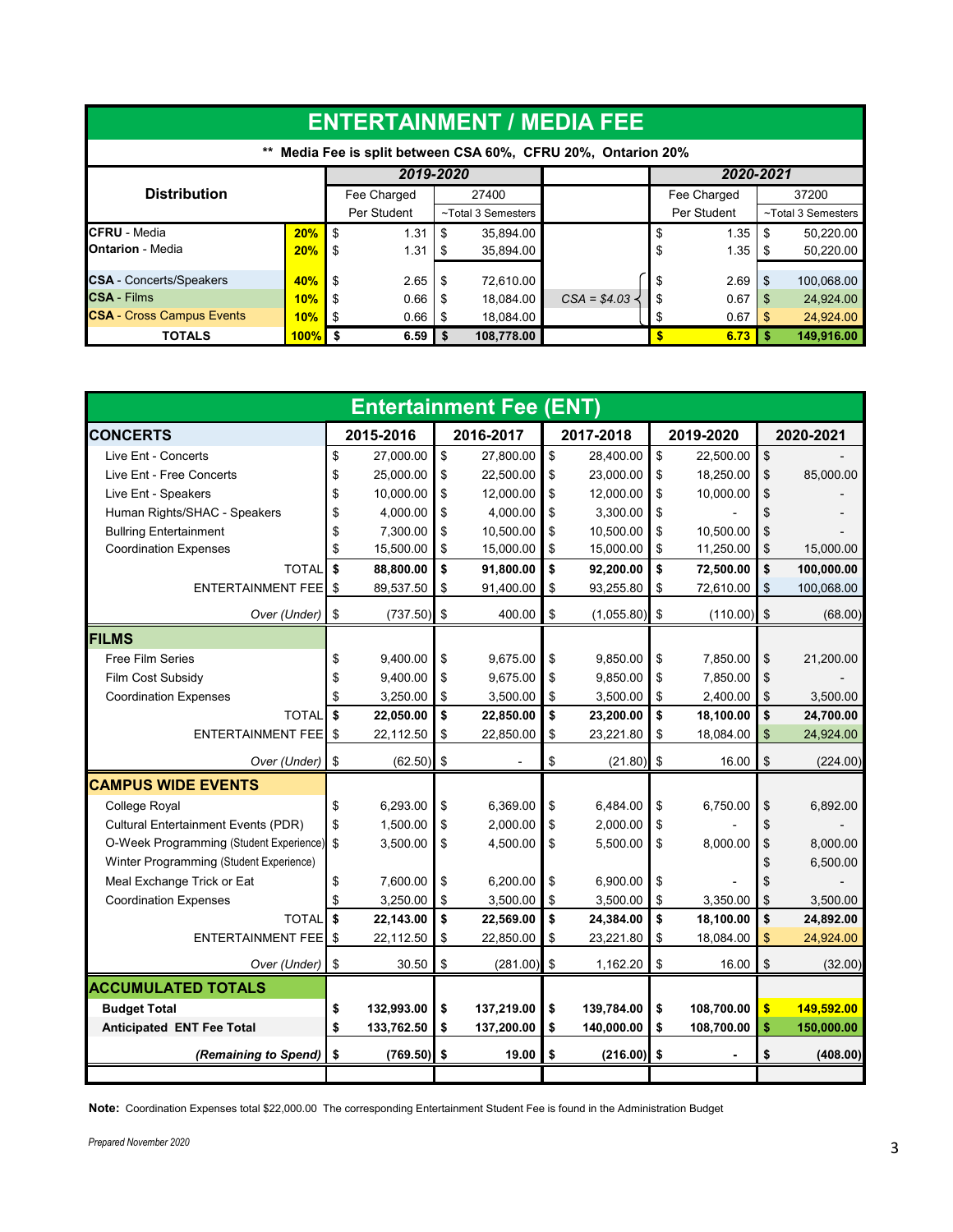# ENTERTAINMENT / MEDIA FEE

** Media Fee is split between CSA 60%, CFRU 20%, Ontarion 20%

| Distribution | | 2019-2020 | | | 2020-2021 | |
|---|---|---|---|---|---|---|
| | | Fee Charged Per Student | 27400 ~Total 3 Semesters | | Fee Charged Per Student | 37200 ~Total 3 Semesters |
| **CFRU** - Media | **20%** | $ 1.31 | $ 35,894.00 | | $ 1.35 | $ 50,220.00 |
| **Ontarion** - Media | **20%** | $ 1.31 | $ 35,894.00 | | $ 1.35 | $ 50,220.00 |
| **CSA** - Concerts/Speakers | **40%** | $ 2.65 | $ 72,610.00 | *CSA = $4.03* | $ 2.69 | $ 100,068.00 |
| **CSA** - Films | **10%** | $ 0.66 | $ 18,084.00 | | $ 0.67 | $ 24,924.00 |
| **CSA** - Cross Campus Events | **10%** | $ 0.66 | $ 18,084.00 | | $ 0.67 | $ 24,924.00 |
| **TOTALS** | **100%** | **$ 6.59** | **$ 108,778.00** | | **$ 6.73** | **$ 149,916.00** |

# Entertainment Fee (ENT)

| **CONCERTS** | 2015-2016 | 2016-2017 | 2017-2018 | 2019-2020 | 2020-2021 |
|---|---|---|---|---|---|
| Live Ent - Concerts | $ 27,000.00 | $ 27,800.00 | $ 28,400.00 | $ 22,500.00 | $ - |
| Live Ent - Free Concerts | $ 25,000.00 | $ 22,500.00 | $ 23,000.00 | $ 18,250.00 | $ 85,000.00 |
| Live Ent - Speakers | $ 10,000.00 | $ 12,000.00 | $ 12,000.00 | $ 10,000.00 | $ - |
| Human Rights/SHAC - Speakers | $ 4,000.00 | $ 4,000.00 | $ 3,300.00 | $ - | $ - |
| Bullring Entertainment | $ 7,300.00 | $ 10,500.00 | $ 10,500.00 | $ 10,500.00 | $ - |
| Coordination Expenses | $ 15,500.00 | $ 15,000.00 | $ 15,000.00 | $ 11,250.00 | $ 15,000.00 |
| TOTAL | **$ 88,800.00** | **$ 91,800.00** | **$ 92,200.00** | **$ 72,500.00** | **$ 100,000.00** |
| ENTERTAINMENT FEE | $ 89,537.50 | $ 91,400.00 | $ 93,255.80 | $ 72,610.00 | $ 100,068.00 |
| *Over (Under)* | $ (737.50) | $ 400.00 | $ (1,055.80) | $ (110.00) | $ (68.00) |
| **FILMS** | | | | | |
| Free Film Series | $ 9,400.00 | $ 9,675.00 | $ 9,850.00 | $ 7,850.00 | $ 21,200.00 |
| Film Cost Subsidy | $ 9,400.00 | $ 9,675.00 | $ 9,850.00 | $ 7,850.00 | $ - |
| Coordination Expenses | $ 3,250.00 | $ 3,500.00 | $ 3,500.00 | $ 2,400.00 | $ 3,500.00 |
| TOTAL | **$ 22,050.00** | **$ 22,850.00** | **$ 23,200.00** | **$ 18,100.00** | **$ 24,700.00** |
| ENTERTAINMENT FEE | $ 22,112.50 | $ 22,850.00 | $ 23,221.80 | $ 18,084.00 | $ 24,924.00 |
| *Over (Under)* | $ (62.50) | $ - | $ (21.80) | $ 16.00 | $ (224.00) |
| **CAMPUS WIDE EVENTS** | | | | | |
| College Royal | $ 6,293.00 | $ 6,369.00 | $ 6,484.00 | $ 6,750.00 | $ 6,892.00 |
| Cultural Entertainment Events (PDR) | $ 1,500.00 | $ 2,000.00 | $ 2,000.00 | $ - | $ - |
| O-Week Programming (Student Experience) | $ 3,500.00 | $ 4,500.00 | $ 5,500.00 | $ 8,000.00 | $ 8,000.00 |
| Winter Programming (Student Experience) | | | | | $ 6,500.00 |
| Meal Exchange Trick or Eat | $ 7,600.00 | $ 6,200.00 | $ 6,900.00 | $ - | $ - |
| Coordination Expenses | $ 3,250.00 | $ 3,500.00 | $ 3,500.00 | $ 3,350.00 | $ 3,500.00 |
| TOTAL | **$ 22,143.00** | **$ 22,569.00** | **$ 24,384.00** | **$ 18,100.00** | **$ 24,892.00** |
| ENTERTAINMENT FEE | $ 22,112.50 | $ 22,850.00 | $ 23,221.80 | $ 18,084.00 | $ 24,924.00 |
| *Over (Under)* | $ 30.50 | $ (281.00) | $ 1,162.20 | $ 16.00 | $ (32.00) |
| **ACCUMULATED TOTALS** | | | | | |
| **Budget Total** | **$ 132,993.00** | **$ 137,219.00** | **$ 139,784.00** | **$ 108,700.00** | **$ 149,592.00** |
| **Anticipated ENT Fee Total** | **$ 133,762.50** | **$ 137,200.00** | **$ 140,000.00** | **$ 108,700.00** | **$ 150,000.00** |
| ***(Remaining to Spend)*** | **$ (769.50)** | **$ 19.00** | **$ (216.00)** | **$ -** | **$ (408.00)** |

**Note:** Coordination Expenses total $22,000.00 The corresponding Entertainment Student Fee is found in the Administration Budget

*Prepared November 2020*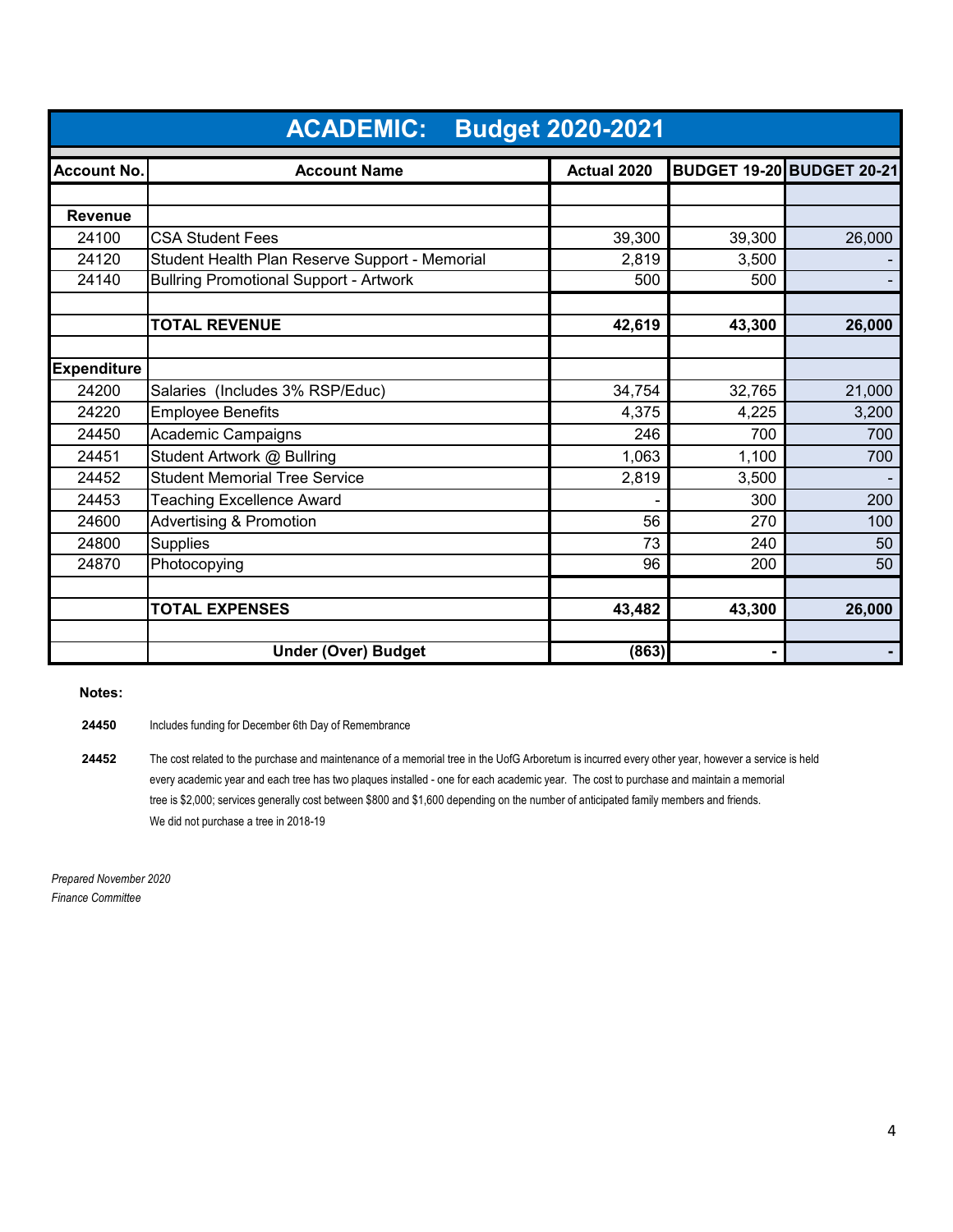# ACADEMIC: Budget 2020-2021

| Account No. | Account Name | Actual 2020 | BUDGET 19-20 | BUDGET 20-21 |
|---|---|---|---|---|
| | | | | |
| **Revenue** | | | | |
| 24100 | CSA Student Fees | 39,300 | 39,300 | 26,000 |
| 24120 | Student Health Plan Reserve Support - Memorial | 2,819 | 3,500 | - |
| 24140 | Bullring Promotional Support - Artwork | 500 | 500 | - |
| | | | | |
| | **TOTAL REVENUE** | **42,619** | **43,300** | **26,000** |
| | | | | |
| **Expenditure** | | | | |
| 24200 | Salaries (Includes 3% RSP/Educ) | 34,754 | 32,765 | 21,000 |
| 24220 | Employee Benefits | 4,375 | 4,225 | 3,200 |
| 24450 | Academic Campaigns | 246 | 700 | 700 |
| 24451 | Student Artwork @ Bullring | 1,063 | 1,100 | 700 |
| 24452 | Student Memorial Tree Service | 2,819 | 3,500 | - |
| 24453 | Teaching Excellence Award | - | 300 | 200 |
| 24600 | Advertising & Promotion | 56 | 270 | 100 |
| 24800 | Supplies | 73 | 240 | 50 |
| 24870 | Photocopying | 96 | 200 | 50 |
| | | | | |
| | **TOTAL EXPENSES** | **43,482** | **43,300** | **26,000** |
| | | | | |
| | **Under (Over) Budget** | **(863)** | **-** | **-** |

**Notes:**

**24450** Includes funding for December 6th Day of Remembrance

**24452** The cost related to the purchase and maintenance of a memorial tree in the UofG Arboretum is incurred every other year, however a service is held every academic year and each tree has two plaques installed - one for each academic year. The cost to purchase and maintain a memorial tree is $2,000; services generally cost between $800 and $1,600 depending on the number of anticipated family members and friends. We did not purchase a tree in 2018-19

*Prepared November 2020*
*Finance Committee*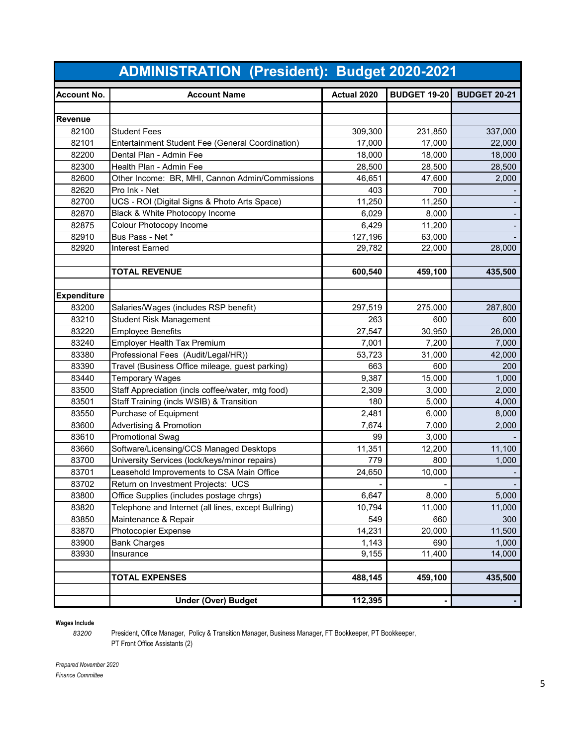# ADMINISTRATION (President): Budget 2020-2021

| Account No. | Account Name | Actual 2020 | BUDGET 19-20 | BUDGET 20-21 |
|---|---|---|---|---|
| | | | | |
| **Revenue** | | | | |
| 82100 | Student Fees | 309,300 | 231,850 | 337,000 |
| 82101 | Entertainment Student Fee (General Coordination) | 17,000 | 17,000 | 22,000 |
| 82200 | Dental Plan - Admin Fee | 18,000 | 18,000 | 18,000 |
| 82300 | Health Plan - Admin Fee | 28,500 | 28,500 | 28,500 |
| 82600 | Other Income: BR, MHI, Cannon Admin/Commissions | 46,651 | 47,600 | 2,000 |
| 82620 | Pro Ink - Net | 403 | 700 | - |
| 82700 | UCS - ROI (Digital Signs & Photo Arts Space) | 11,250 | 11,250 | - |
| 82870 | Black & White Photocopy Income | 6,029 | 8,000 | - |
| 82875 | Colour Photocopy Income | 6,429 | 11,200 | - |
| 82910 | Bus Pass - Net * | 127,196 | 63,000 | - |
| 82920 | Interest Earned | 29,782 | 22,000 | 28,000 |
| | | | | |
| | **TOTAL REVENUE** | **600,540** | **459,100** | **435,500** |
| | | | | |
| **Expenditure** | | | | |
| 83200 | Salaries/Wages (includes RSP benefit) | 297,519 | 275,000 | 287,800 |
| 83210 | Student Risk Management | 263 | 600 | 600 |
| 83220 | Employee Benefits | 27,547 | 30,950 | 26,000 |
| 83240 | Employer Health Tax Premium | 7,001 | 7,200 | 7,000 |
| 83380 | Professional Fees (Audit/Legal/HR)) | 53,723 | 31,000 | 42,000 |
| 83390 | Travel (Business Office mileage, guest parking) | 663 | 600 | 200 |
| 83440 | Temporary Wages | 9,387 | 15,000 | 1,000 |
| 83500 | Staff Appreciation (incls coffee/water, mtg food) | 2,309 | 3,000 | 2,000 |
| 83501 | Staff Training (incls WSIB) & Transition | 180 | 5,000 | 4,000 |
| 83550 | Purchase of Equipment | 2,481 | 6,000 | 8,000 |
| 83600 | Advertising & Promotion | 7,674 | 7,000 | 2,000 |
| 83610 | Promotional Swag | 99 | 3,000 | - |
| 83660 | Software/Licensing/CCS Managed Desktops | 11,351 | 12,200 | 11,100 |
| 83700 | University Services (lock/keys/minor repairs) | 779 | 800 | 1,000 |
| 83701 | Leasehold Improvements to CSA Main Office | 24,650 | 10,000 | - |
| 83702 | Return on Investment Projects: UCS | - | - | - |
| 83800 | Office Supplies (includes postage chrgs) | 6,647 | 8,000 | 5,000 |
| 83820 | Telephone and Internet (all lines, except Bullring) | 10,794 | 11,000 | 11,000 |
| 83850 | Maintenance & Repair | 549 | 660 | 300 |
| 83870 | Photocopier Expense | 14,231 | 20,000 | 11,500 |
| 83900 | Bank Charges | 1,143 | 690 | 1,000 |
| 83930 | Insurance | 9,155 | 11,400 | 14,000 |
| | | | | |
| | **TOTAL EXPENSES** | **488,145** | **459,100** | **435,500** |
| | | | | |
| | **Under (Over) Budget** | **112,395** | **-** | **-** |

**Wages Include**

*83200* President, Office Manager, Policy & Transition Manager, Business Manager, FT Bookkeeper, PT Bookkeeper, PT Front Office Assistants (2)

*Prepared November 2020*
*Finance Committee*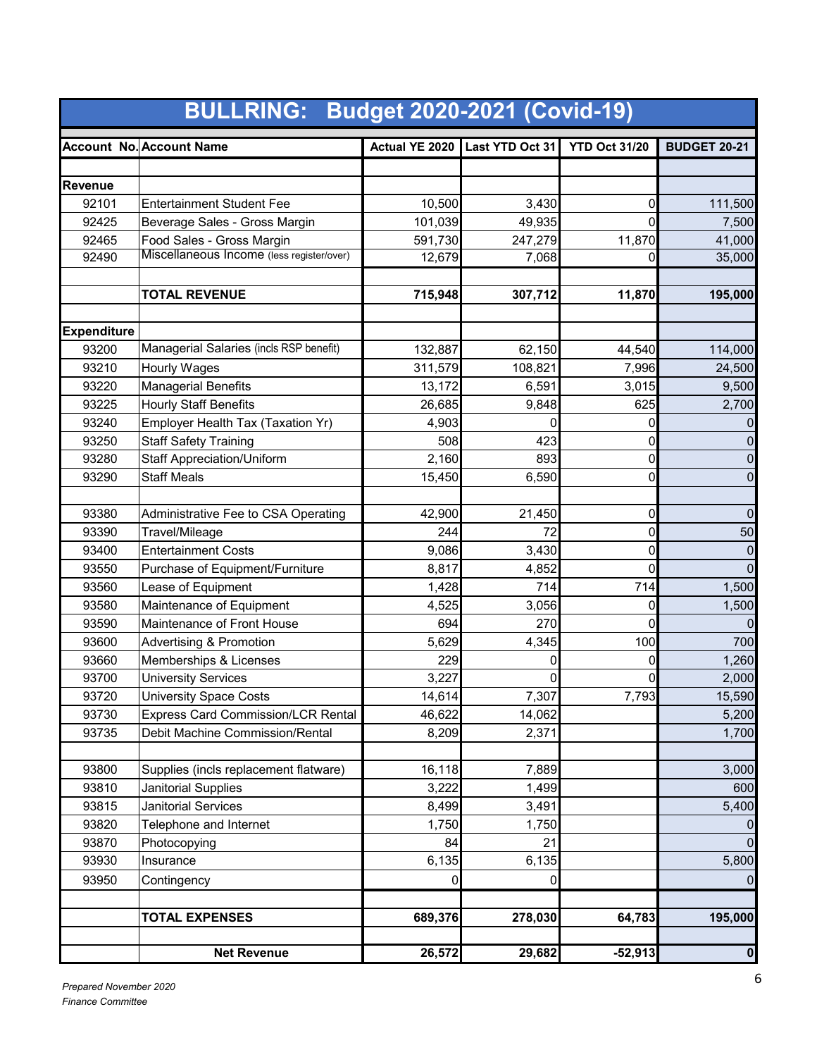# BULLRING: Budget 2020-2021 (Covid-19)

| Account No. | Account Name | Actual YE 2020 | Last YTD Oct 31 | YTD Oct 31/20 | BUDGET 20-21 |
|---|---|---|---|---|---|
| | | | | | |
| **Revenue** | | | | | |
| 92101 | Entertainment Student Fee | 10,500 | 3,430 | 0 | 111,500 |
| 92425 | Beverage Sales - Gross Margin | 101,039 | 49,935 | 0 | 7,500 |
| 92465 | Food Sales - Gross Margin | 591,730 | 247,279 | 11,870 | 41,000 |
| 92490 | Miscellaneous Income (less register/over) | 12,679 | 7,068 | 0 | 35,000 |
| | | | | | |
| | **TOTAL REVENUE** | **715,948** | **307,712** | **11,870** | **195,000** |
| | | | | | |
| **Expenditure** | | | | | |
| 93200 | Managerial Salaries (incls RSP benefit) | 132,887 | 62,150 | 44,540 | 114,000 |
| 93210 | Hourly Wages | 311,579 | 108,821 | 7,996 | 24,500 |
| 93220 | Managerial Benefits | 13,172 | 6,591 | 3,015 | 9,500 |
| 93225 | Hourly Staff Benefits | 26,685 | 9,848 | 625 | 2,700 |
| 93240 | Employer Health Tax (Taxation Yr) | 4,903 | 0 | 0 | 0 |
| 93250 | Staff Safety Training | 508 | 423 | 0 | 0 |
| 93280 | Staff Appreciation/Uniform | 2,160 | 893 | 0 | 0 |
| 93290 | Staff Meals | 15,450 | 6,590 | 0 | 0 |
| | | | | | |
| 93380 | Administrative Fee to CSA Operating | 42,900 | 21,450 | 0 | 0 |
| 93390 | Travel/Mileage | 244 | 72 | 0 | 50 |
| 93400 | Entertainment Costs | 9,086 | 3,430 | 0 | 0 |
| 93550 | Purchase of Equipment/Furniture | 8,817 | 4,852 | 0 | 0 |
| 93560 | Lease of Equipment | 1,428 | 714 | 714 | 1,500 |
| 93580 | Maintenance of Equipment | 4,525 | 3,056 | 0 | 1,500 |
| 93590 | Maintenance of Front House | 694 | 270 | 0 | 0 |
| 93600 | Advertising & Promotion | 5,629 | 4,345 | 100 | 700 |
| 93660 | Memberships & Licenses | 229 | 0 | 0 | 1,260 |
| 93700 | University Services | 3,227 | 0 | 0 | 2,000 |
| 93720 | University Space Costs | 14,614 | 7,307 | 7,793 | 15,590 |
| 93730 | Express Card Commission/LCR Rental | 46,622 | 14,062 | | 5,200 |
| 93735 | Debit Machine Commission/Rental | 8,209 | 2,371 | | 1,700 |
| | | | | | |
| 93800 | Supplies (incls replacement flatware) | 16,118 | 7,889 | | 3,000 |
| 93810 | Janitorial Supplies | 3,222 | 1,499 | | 600 |
| 93815 | Janitorial Services | 8,499 | 3,491 | | 5,400 |
| 93820 | Telephone and Internet | 1,750 | 1,750 | | 0 |
| 93870 | Photocopying | 84 | 21 | | 0 |
| 93930 | Insurance | 6,135 | 6,135 | | 5,800 |
| 93950 | Contingency | 0 | 0 | | 0 |
| | | | | | |
| | **TOTAL EXPENSES** | **689,376** | **278,030** | **64,783** | **195,000** |
| | | | | | |
| | **Net Revenue** | **26,572** | **29,682** | **-52,913** | **0** |

*Prepared November 2020*
*Finance Committee*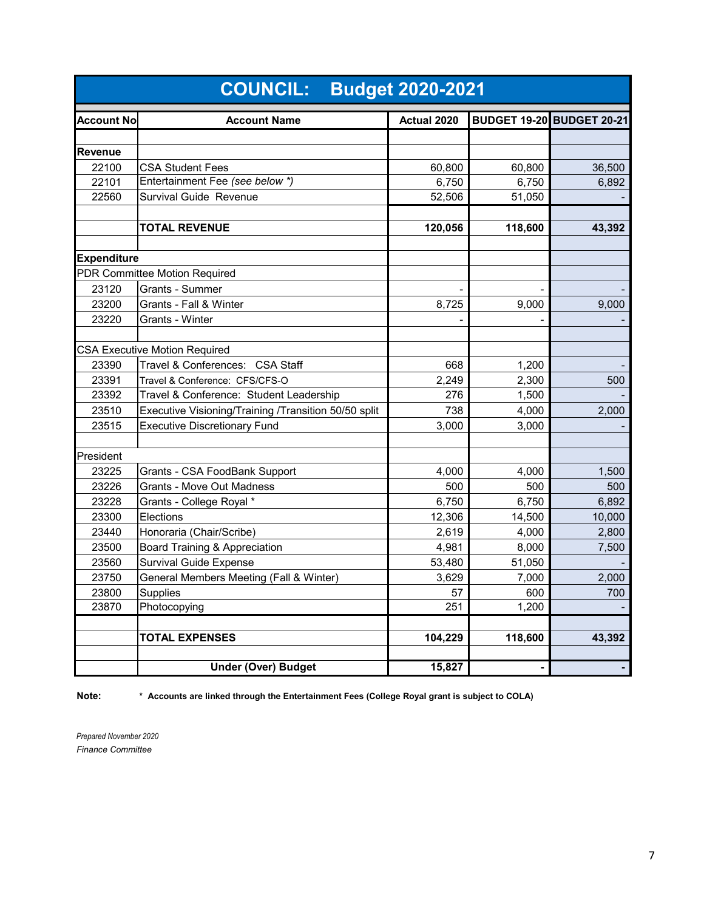# COUNCIL: Budget 2020-2021

| Account No | Account Name | Actual 2020 | BUDGET 19-20 | BUDGET 20-21 |
|---|---|---|---|---|
| **Revenue** | | | | |
| 22100 | CSA Student Fees | 60,800 | 60,800 | 36,500 |
| 22101 | Entertainment Fee *(see below \*)* | 6,750 | 6,750 | 6,892 |
| 22560 | Survival Guide Revenue | 52,506 | 51,050 | - |
| | **TOTAL REVENUE** | **120,056** | **118,600** | **43,392** |
| **Expenditure** | | | | |
| PDR Committee Motion Required | | | | |
| 23120 | Grants - Summer | - | - | - |
| 23200 | Grants - Fall & Winter | 8,725 | 9,000 | 9,000 |
| 23220 | Grants - Winter | - | - | - |
| CSA Executive Motion Required | | | | |
| 23390 | Travel & Conferences: CSA Staff | 668 | 1,200 | - |
| 23391 | Travel & Conference: CFS/CFS-O | 2,249 | 2,300 | 500 |
| 23392 | Travel & Conference: Student Leadership | 276 | 1,500 | - |
| 23510 | Executive Visioning/Training /Transition 50/50 split | 738 | 4,000 | 2,000 |
| 23515 | Executive Discretionary Fund | 3,000 | 3,000 | - |
| President | | | | |
| 23225 | Grants - CSA FoodBank Support | 4,000 | 4,000 | 1,500 |
| 23226 | Grants - Move Out Madness | 500 | 500 | 500 |
| 23228 | Grants - College Royal * | 6,750 | 6,750 | 6,892 |
| 23300 | Elections | 12,306 | 14,500 | 10,000 |
| 23440 | Honoraria (Chair/Scribe) | 2,619 | 4,000 | 2,800 |
| 23500 | Board Training & Appreciation | 4,981 | 8,000 | 7,500 |
| 23560 | Survival Guide Expense | 53,480 | 51,050 | - |
| 23750 | General Members Meeting (Fall & Winter) | 3,629 | 7,000 | 2,000 |
| 23800 | Supplies | 57 | 600 | 700 |
| 23870 | Photocopying | 251 | 1,200 | - |
| | **TOTAL EXPENSES** | **104,229** | **118,600** | **43,392** |
| | **Under (Over) Budget** | **15,827** | **-** | **-** |

**Note:** **\* Accounts are linked through the Entertainment Fees (College Royal grant is subject to COLA)**

*Prepared November 2020*
*Finance Committee*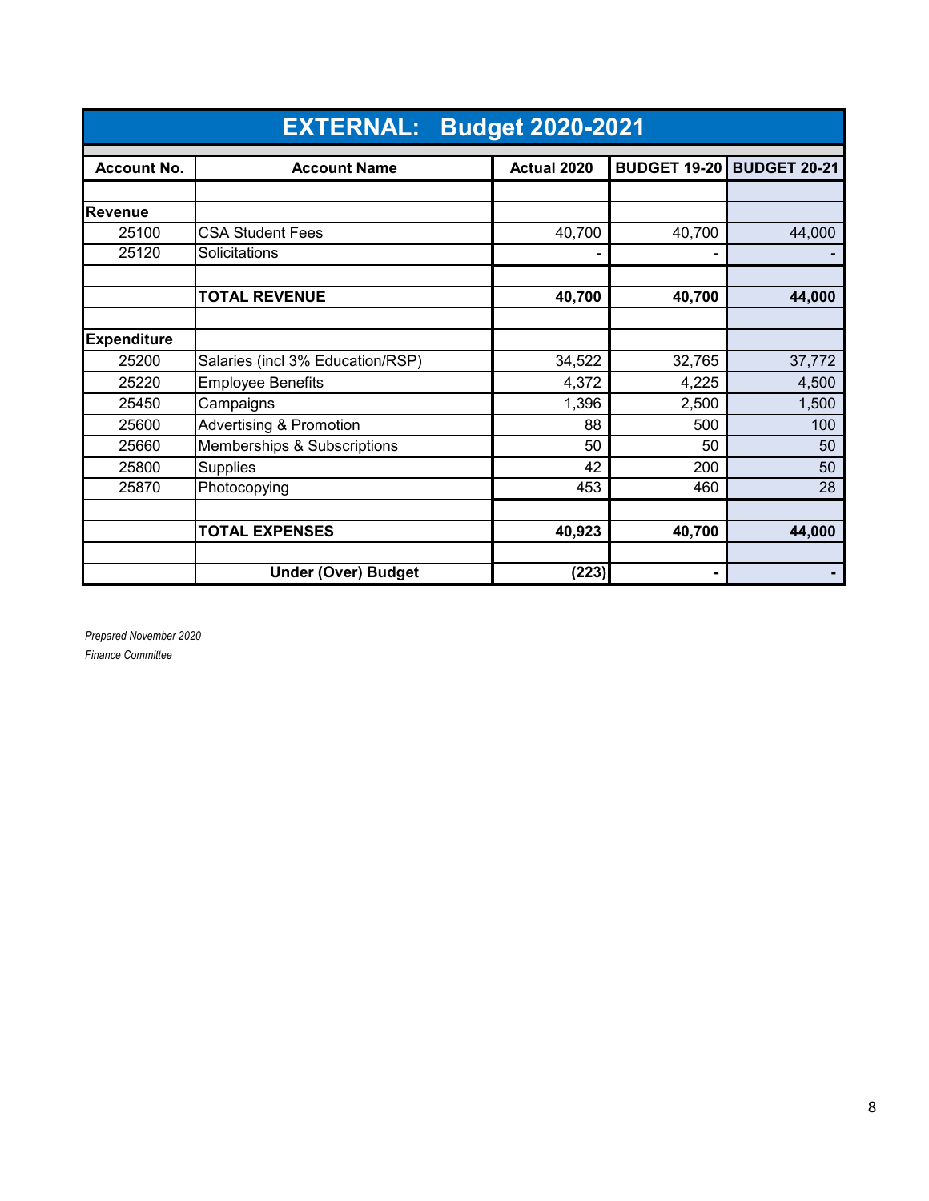# EXTERNAL: Budget 2020-2021

| Account No. | Account Name | Actual 2020 | BUDGET 19-20 | BUDGET 20-21 |
|---|---|---|---|---|
| | | | | |
| **Revenue** | | | | |
| 25100 | CSA Student Fees | 40,700 | 40,700 | 44,000 |
| 25120 | Solicitations | - | - | - |
| | | | | |
| | **TOTAL REVENUE** | **40,700** | **40,700** | **44,000** |
| | | | | |
| **Expenditure** | | | | |
| 25200 | Salaries (incl 3% Education/RSP) | 34,522 | 32,765 | 37,772 |
| 25220 | Employee Benefits | 4,372 | 4,225 | 4,500 |
| 25450 | Campaigns | 1,396 | 2,500 | 1,500 |
| 25600 | Advertising & Promotion | 88 | 500 | 100 |
| 25660 | Memberships & Subscriptions | 50 | 50 | 50 |
| 25800 | Supplies | 42 | 200 | 50 |
| 25870 | Photocopying | 453 | 460 | 28 |
| | | | | |
| | **TOTAL EXPENSES** | **40,923** | **40,700** | **44,000** |
| | | | | |
| | **Under (Over) Budget** | **(223)** | **-** | **-** |

*Prepared November 2020*

*Finance Committee*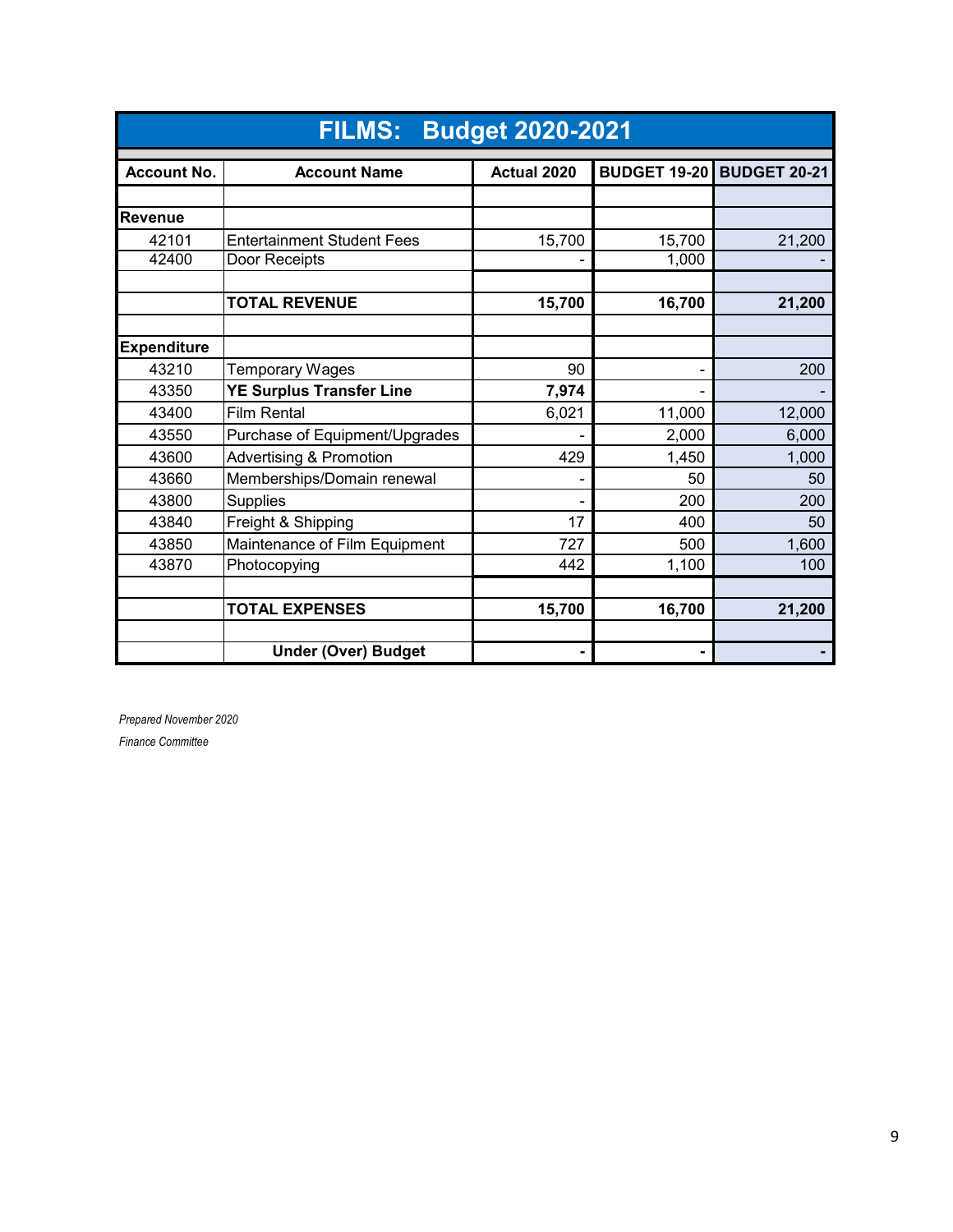# FILMS: Budget 2020-2021

| Account No. | Account Name | Actual 2020 | BUDGET 19-20 | BUDGET 20-21 |
|---|---|---|---|---|
| | | | | |
| **Revenue** | | | | |
| 42101 | Entertainment Student Fees | 15,700 | 15,700 | 21,200 |
| 42400 | Door Receipts | - | 1,000 | - |
| | | | | |
| | **TOTAL REVENUE** | **15,700** | **16,700** | **21,200** |
| | | | | |
| **Expenditure** | | | | |
| 43210 | Temporary Wages | 90 | - | 200 |
| 43350 | **YE Surplus Transfer Line** | **7,974** | - | - |
| 43400 | Film Rental | 6,021 | 11,000 | 12,000 |
| 43550 | Purchase of Equipment/Upgrades | - | 2,000 | 6,000 |
| 43600 | Advertising & Promotion | 429 | 1,450 | 1,000 |
| 43660 | Memberships/Domain renewal | - | 50 | 50 |
| 43800 | Supplies | - | 200 | 200 |
| 43840 | Freight & Shipping | 17 | 400 | 50 |
| 43850 | Maintenance of Film Equipment | 727 | 500 | 1,600 |
| 43870 | Photocopying | 442 | 1,100 | 100 |
| | | | | |
| | **TOTAL EXPENSES** | **15,700** | **16,700** | **21,200** |
| | | | | |
| | **Under (Over) Budget** | **-** | **-** | **-** |

*Prepared November 2020*

*Finance Committee*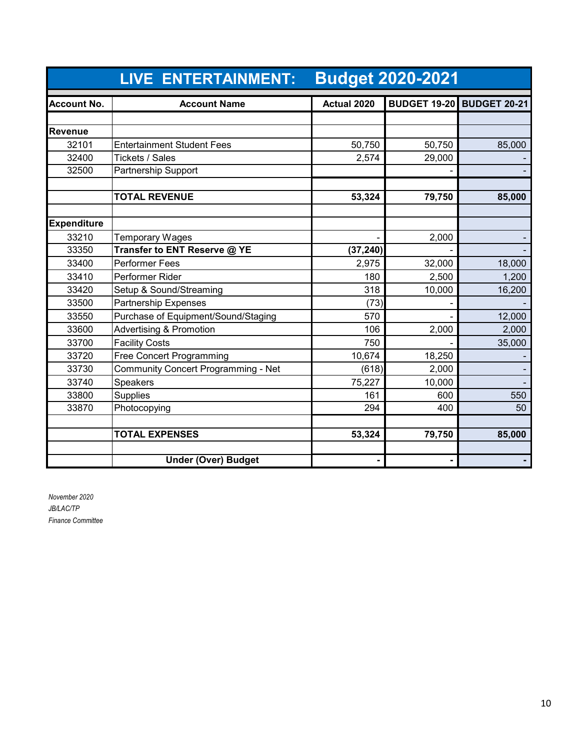# LIVE ENTERTAINMENT: Budget 2020-2021

| Account No. | Account Name | Actual 2020 | BUDGET 19-20 | BUDGET 20-21 |
|---|---|---|---|---|
| | | | | |
| **Revenue** | | | | |
| 32101 | Entertainment Student Fees | 50,750 | 50,750 | 85,000 |
| 32400 | Tickets / Sales | 2,574 | 29,000 | - |
| 32500 | Partnership Support | | - | - |
| | | | | |
| | **TOTAL REVENUE** | **53,324** | **79,750** | **85,000** |
| | | | | |
| **Expenditure** | | | | |
| 33210 | Temporary Wages | - | 2,000 | - |
| 33350 | **Transfer to ENT Reserve @ YE** | **(37,240)** | - | - |
| 33400 | Performer Fees | 2,975 | 32,000 | 18,000 |
| 33410 | Performer Rider | 180 | 2,500 | 1,200 |
| 33420 | Setup & Sound/Streaming | 318 | 10,000 | 16,200 |
| 33500 | Partnership Expenses | (73) | - | - |
| 33550 | Purchase of Equipment/Sound/Staging | 570 | - | 12,000 |
| 33600 | Advertising & Promotion | 106 | 2,000 | 2,000 |
| 33700 | Facility Costs | 750 | - | 35,000 |
| 33720 | Free Concert Programming | 10,674 | 18,250 | - |
| 33730 | Community Concert Programming - Net | (618) | 2,000 | - |
| 33740 | Speakers | 75,227 | 10,000 | - |
| 33800 | Supplies | 161 | 600 | 550 |
| 33870 | Photocopying | 294 | 400 | 50 |
| | | | | |
| | **TOTAL EXPENSES** | **53,324** | **79,750** | **85,000** |
| | | | | |
| | **Under (Over) Budget** | **-** | **-** | **-** |

*November 2020*
*JB/LAC/TP*
*Finance Committee*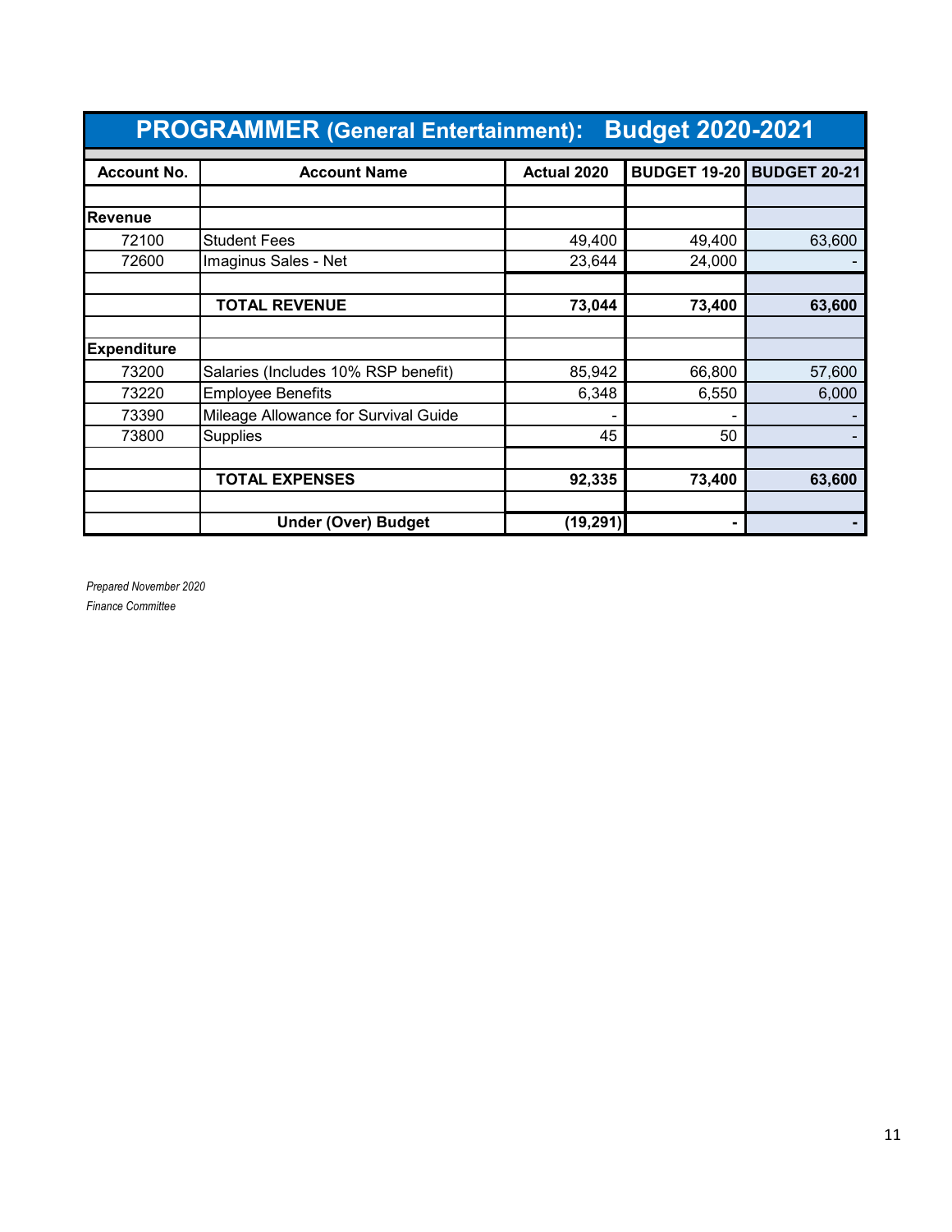# PROGRAMMER (General Entertainment): Budget 2020-2021

| Account No. | Account Name | Actual 2020 | BUDGET 19-20 | BUDGET 20-21 |
|---|---|---|---|---|
| | | | | |
| **Revenue** | | | | |
| 72100 | Student Fees | 49,400 | 49,400 | 63,600 |
| 72600 | Imaginus Sales - Net | 23,644 | 24,000 | - |
| | | | | |
| | **TOTAL REVENUE** | **73,044** | **73,400** | **63,600** |
| | | | | |
| **Expenditure** | | | | |
| 73200 | Salaries (Includes 10% RSP benefit) | 85,942 | 66,800 | 57,600 |
| 73220 | Employee Benefits | 6,348 | 6,550 | 6,000 |
| 73390 | Mileage Allowance for Survival Guide | - | - | - |
| 73800 | Supplies | 45 | 50 | - |
| | | | | |
| | **TOTAL EXPENSES** | **92,335** | **73,400** | **63,600** |
| | | | | |
| | **Under (Over) Budget** | **(19,291)** | **-** | **-** |

*Prepared November 2020*

*Finance Committee*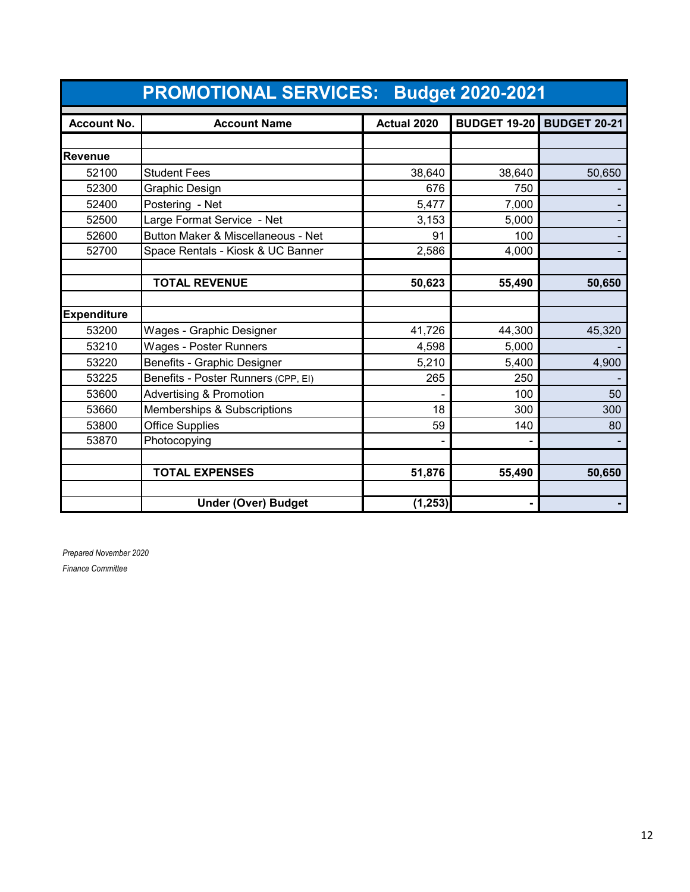# PROMOTIONAL SERVICES: Budget 2020-2021

| Account No. | Account Name | Actual 2020 | BUDGET 19-20 | BUDGET 20-21 |
|---|---|---|---|---|
| | | | | |
| **Revenue** | | | | |
| 52100 | Student Fees | 38,640 | 38,640 | 50,650 |
| 52300 | Graphic Design | 676 | 750 | - |
| 52400 | Postering - Net | 5,477 | 7,000 | - |
| 52500 | Large Format Service - Net | 3,153 | 5,000 | - |
| 52600 | Button Maker & Miscellaneous - Net | 91 | 100 | - |
| 52700 | Space Rentals - Kiosk & UC Banner | 2,586 | 4,000 | - |
| | | | | |
| | **TOTAL REVENUE** | **50,623** | **55,490** | **50,650** |
| | | | | |
| **Expenditure** | | | | |
| 53200 | Wages - Graphic Designer | 41,726 | 44,300 | 45,320 |
| 53210 | Wages - Poster Runners | 4,598 | 5,000 | - |
| 53220 | Benefits - Graphic Designer | 5,210 | 5,400 | 4,900 |
| 53225 | Benefits - Poster Runners (CPP, EI) | 265 | 250 | - |
| 53600 | Advertising & Promotion | - | 100 | 50 |
| 53660 | Memberships & Subscriptions | 18 | 300 | 300 |
| 53800 | Office Supplies | 59 | 140 | 80 |
| 53870 | Photocopying | - | - | - |
| | | | | |
| | **TOTAL EXPENSES** | **51,876** | **55,490** | **50,650** |
| | | | | |
| | **Under (Over) Budget** | **(1,253)** | **-** | **-** |

*Prepared November 2020*

*Finance Committee*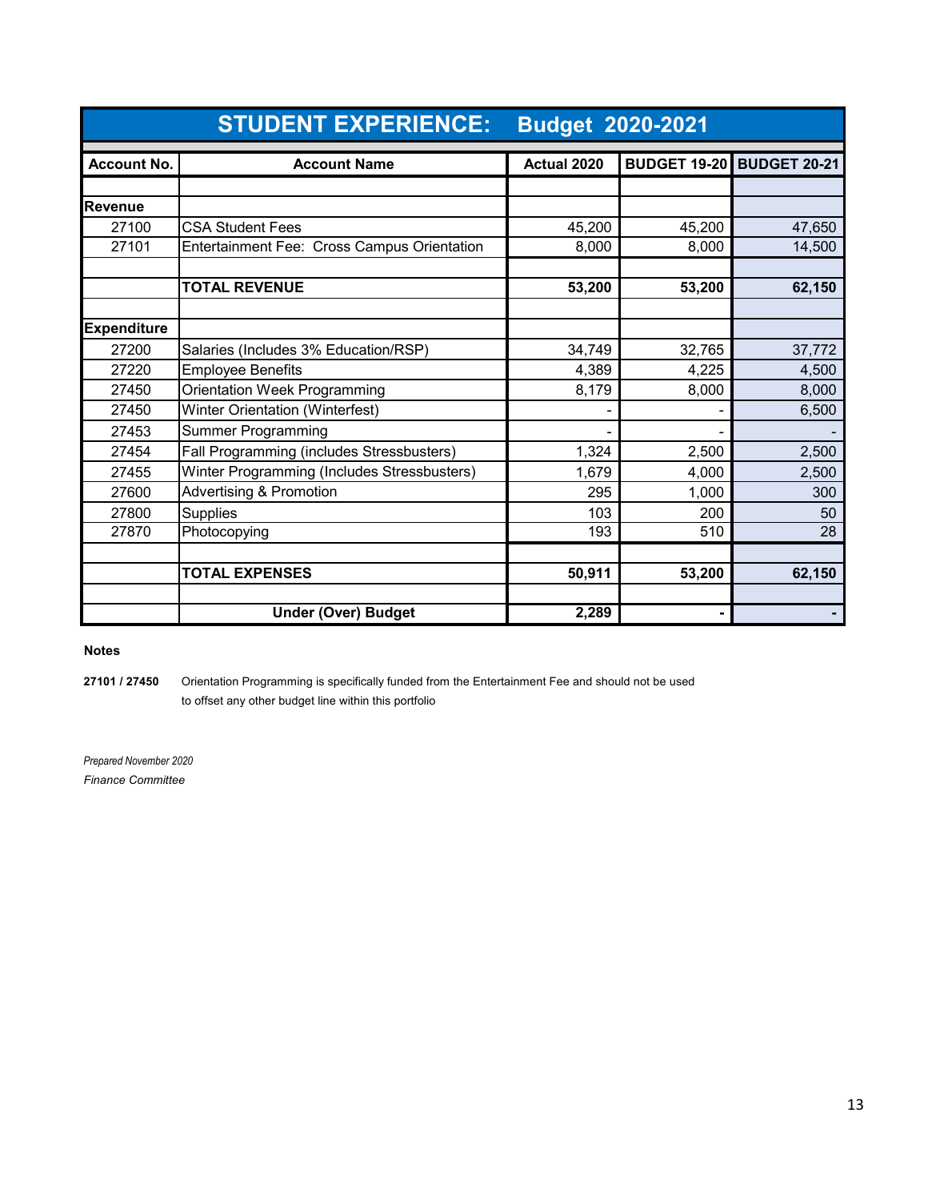# STUDENT EXPERIENCE: Budget 2020-2021

| Account No. | Account Name | Actual 2020 | BUDGET 19-20 | BUDGET 20-21 |
|---|---|---|---|---|
| | | | | |
| **Revenue** | | | | |
| 27100 | CSA Student Fees | 45,200 | 45,200 | 47,650 |
| 27101 | Entertainment Fee: Cross Campus Orientation | 8,000 | 8,000 | 14,500 |
| | | | | |
| | **TOTAL REVENUE** | **53,200** | **53,200** | **62,150** |
| | | | | |
| **Expenditure** | | | | |
| 27200 | Salaries (Includes 3% Education/RSP) | 34,749 | 32,765 | 37,772 |
| 27220 | Employee Benefits | 4,389 | 4,225 | 4,500 |
| 27450 | Orientation Week Programming | 8,179 | 8,000 | 8,000 |
| 27450 | Winter Orientation (Winterfest) | - | - | 6,500 |
| 27453 | Summer Programming | - | - | - |
| 27454 | Fall Programming (includes Stressbusters) | 1,324 | 2,500 | 2,500 |
| 27455 | Winter Programming (Includes Stressbusters) | 1,679 | 4,000 | 2,500 |
| 27600 | Advertising & Promotion | 295 | 1,000 | 300 |
| 27800 | Supplies | 103 | 200 | 50 |
| 27870 | Photocopying | 193 | 510 | 28 |
| | | | | |
| | **TOTAL EXPENSES** | **50,911** | **53,200** | **62,150** |
| | | | | |
| | **Under (Over) Budget** | **2,289** | **-** | **-** |

**Notes**

**27101 / 27450** Orientation Programming is specifically funded from the Entertainment Fee and should not be used to offset any other budget line within this portfolio

*Prepared November 2020*
*Finance Committee*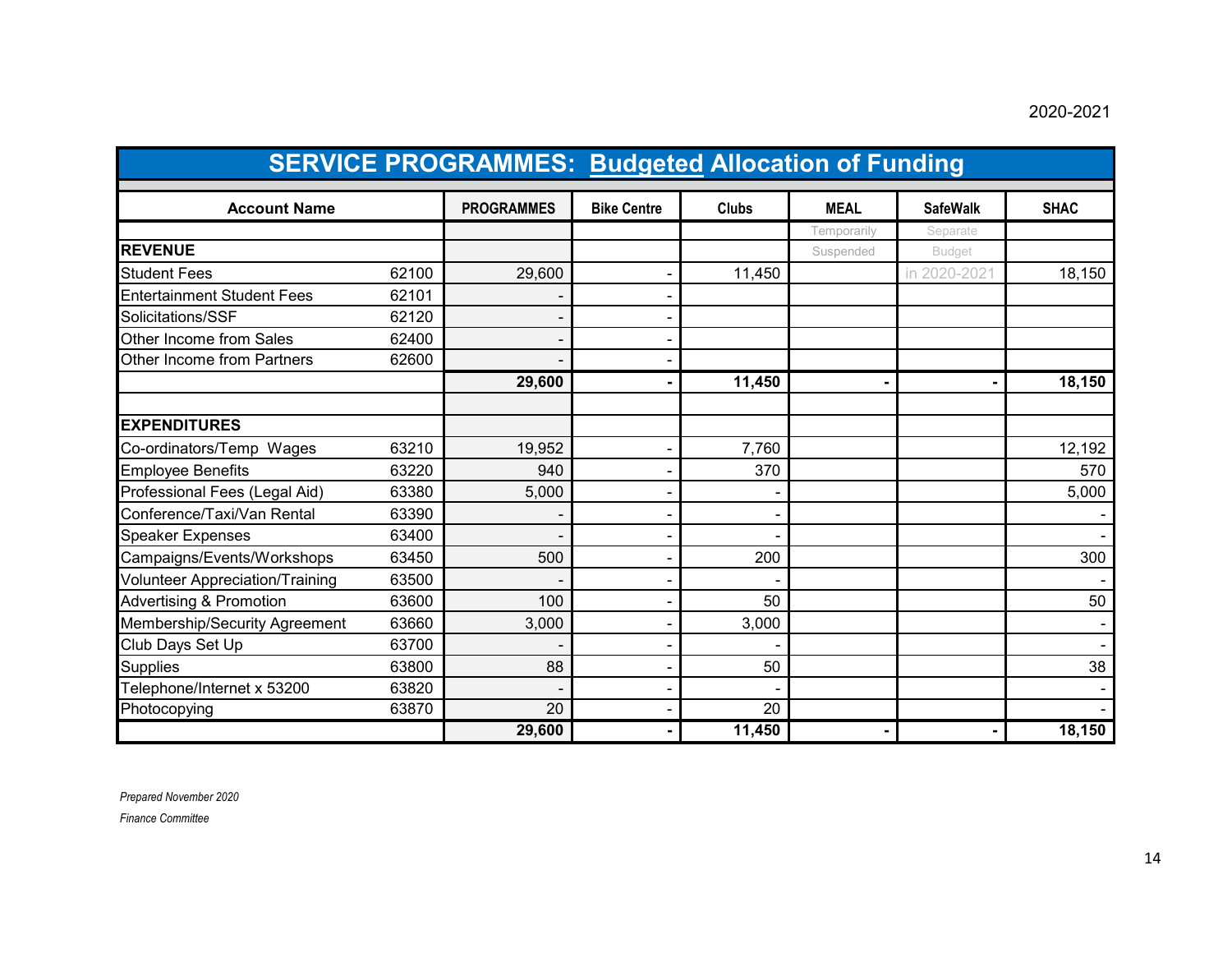2020-2021

# SERVICE PROGRAMMES: Budgeted Allocation of Funding

| Account Name | | PROGRAMMES | Bike Centre | Clubs | MEAL | SafeWalk | SHAC |
|---|---|---|---|---|---|---|---|
| | | | | | Temporarily | Separate | |
| **REVENUE** | | | | | Suspended | Budget | |
| Student Fees | 62100 | 29,600 | - | 11,450 | | in 2020-2021 | 18,150 |
| Entertainment Student Fees | 62101 | - | - | | | | |
| Solicitations/SSF | 62120 | - | - | | | | |
| Other Income from Sales | 62400 | - | - | | | | |
| Other Income from Partners | 62600 | - | - | | | | |
| | | **29,600** | **-** | **11,450** | **-** | **-** | **18,150** |
| | | | | | | | |
| **EXPENDITURES** | | | | | | | |
| Co-ordinators/Temp Wages | 63210 | 19,952 | - | 7,760 | | | 12,192 |
| Employee Benefits | 63220 | 940 | - | 370 | | | 570 |
| Professional Fees (Legal Aid) | 63380 | 5,000 | - | - | | | 5,000 |
| Conference/Taxi/Van Rental | 63390 | - | - | - | | | - |
| Speaker Expenses | 63400 | - | - | - | | | - |
| Campaigns/Events/Workshops | 63450 | 500 | - | 200 | | | 300 |
| Volunteer Appreciation/Training | 63500 | - | - | - | | | - |
| Advertising & Promotion | 63600 | 100 | - | 50 | | | 50 |
| Membership/Security Agreement | 63660 | 3,000 | - | 3,000 | | | - |
| Club Days Set Up | 63700 | - | - | - | | | - |
| Supplies | 63800 | 88 | - | 50 | | | 38 |
| Telephone/Internet x 53200 | 63820 | - | - | - | | | - |
| Photocopying | 63870 | 20 | - | 20 | | | - |
| | | **29,600** | **-** | **11,450** | **-** | **-** | **18,150** |

*Prepared November 2020*

*Finance Committee*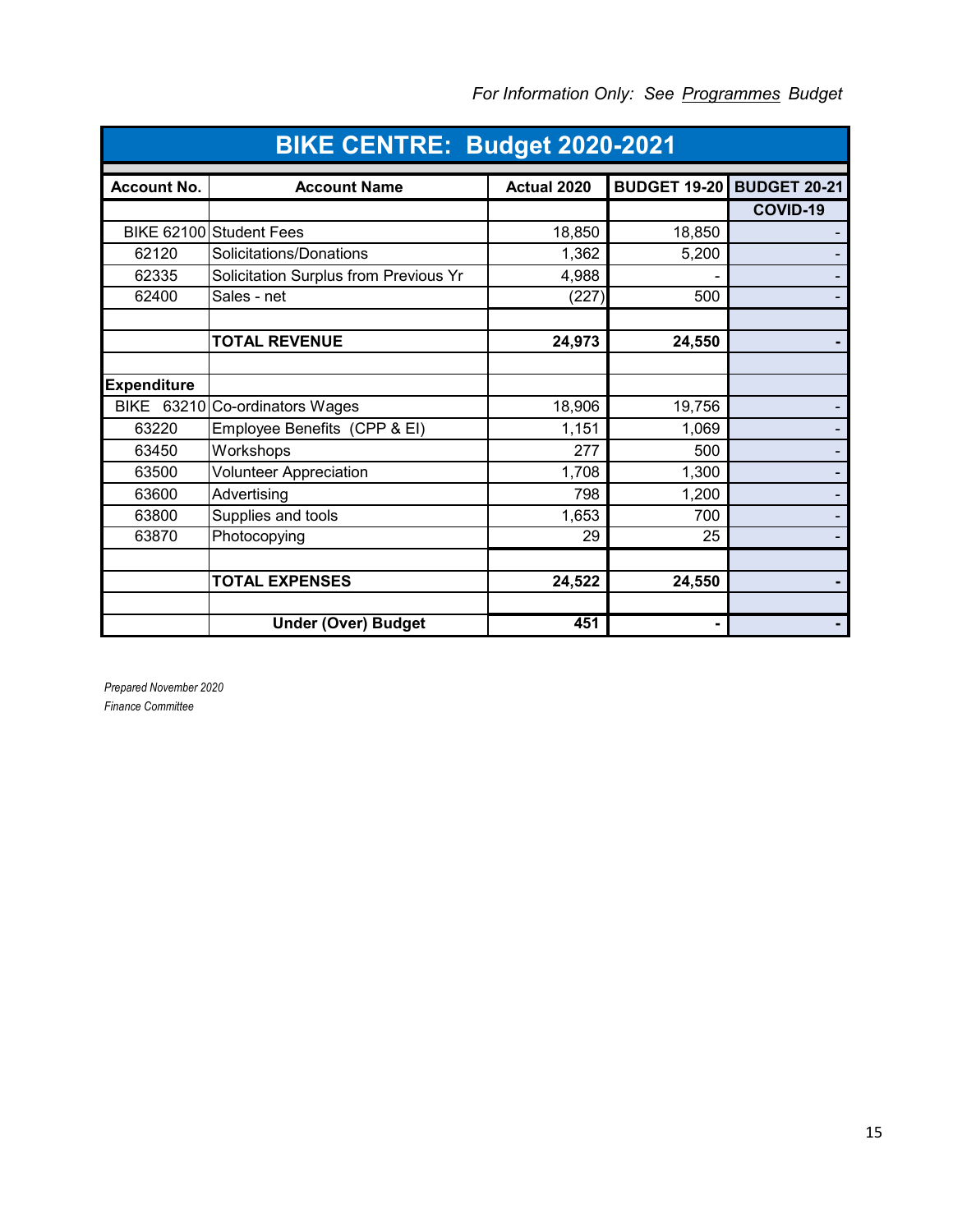*For Information Only: See Programmes Budget*

| BIKE CENTRE: Budget 2020-2021 | | | | |
|---|---|---|---|---|
| **Account No.** | **Account Name** | **Actual 2020** | **BUDGET 19-20** | **BUDGET 20-21** |
| | | | | **COVID-19** |
| BIKE 62100 | Student Fees | 18,850 | 18,850 | - |
| 62120 | Solicitations/Donations | 1,362 | 5,200 | - |
| 62335 | Solicitation Surplus from Previous Yr | 4,988 | - | - |
| 62400 | Sales - net | (227) | 500 | - |
| | | | | |
| | **TOTAL REVENUE** | **24,973** | **24,550** | **-** |
| | | | | |
| **Expenditure** | | | | |
| BIKE 63210 | Co-ordinators Wages | 18,906 | 19,756 | - |
| 63220 | Employee Benefits (CPP & EI) | 1,151 | 1,069 | - |
| 63450 | Workshops | 277 | 500 | - |
| 63500 | Volunteer Appreciation | 1,708 | 1,300 | - |
| 63600 | Advertising | 798 | 1,200 | - |
| 63800 | Supplies and tools | 1,653 | 700 | - |
| 63870 | Photocopying | 29 | 25 | - |
| | | | | |
| | **TOTAL EXPENSES** | **24,522** | **24,550** | **-** |
| | | | | |
| | **Under (Over) Budget** | **451** | **-** | **-** |

*Prepared November 2020*
*Finance Committee*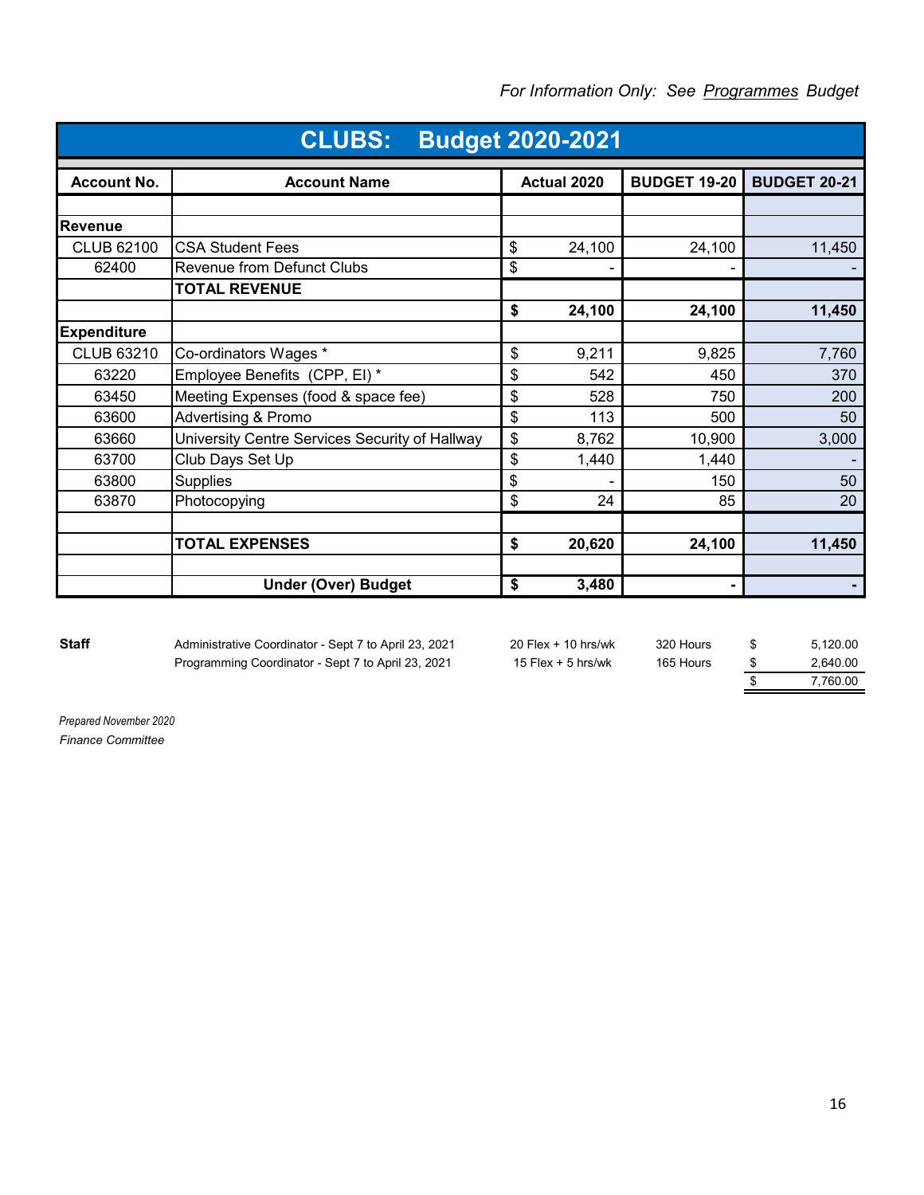*For Information Only: See Programmes Budget*

# CLUBS: Budget 2020-2021

| Account No. | Account Name | Actual 2020 | BUDGET 19-20 | BUDGET 20-21 |
|---|---|---|---|---|
| | | | | |
| **Revenue** | | | | |
| CLUB 62100 | CSA Student Fees | $ 24,100 | 24,100 | 11,450 |
| 62400 | Revenue from Defunct Clubs | $ - | - | - |
| | **TOTAL REVENUE** | | | |
| | | **$ 24,100** | **24,100** | **11,450** |
| **Expenditure** | | | | |
| CLUB 63210 | Co-ordinators Wages * | $ 9,211 | 9,825 | 7,760 |
| 63220 | Employee Benefits (CPP, EI) * | $ 542 | 450 | 370 |
| 63450 | Meeting Expenses (food & space fee) | $ 528 | 750 | 200 |
| 63600 | Advertising & Promo | $ 113 | 500 | 50 |
| 63660 | University Centre Services Security of Hallway | $ 8,762 | 10,900 | 3,000 |
| 63700 | Club Days Set Up | $ 1,440 | 1,440 | - |
| 63800 | Supplies | $ - | 150 | 50 |
| 63870 | Photocopying | $ 24 | 85 | 20 |
| | | | | |
| | **TOTAL EXPENSES** | **$ 20,620** | **24,100** | **11,450** |
| | | | | |
| | **Under (Over) Budget** | **$ 3,480** | **-** | **-** |

| Staff | | | | |
|---|---|---|---|---|
| | Administrative Coordinator - Sept 7 to April 23, 2021 | 20 Flex + 10 hrs/wk | 320 Hours | $ 5,120.00 |
| | Programming Coordinator - Sept 7 to April 23, 2021 | 15 Flex + 5 hrs/wk | 165 Hours | $ 2,640.00 |
| | | | | $ 7,760.00 |

*Prepared November 2020*

*Finance Committee*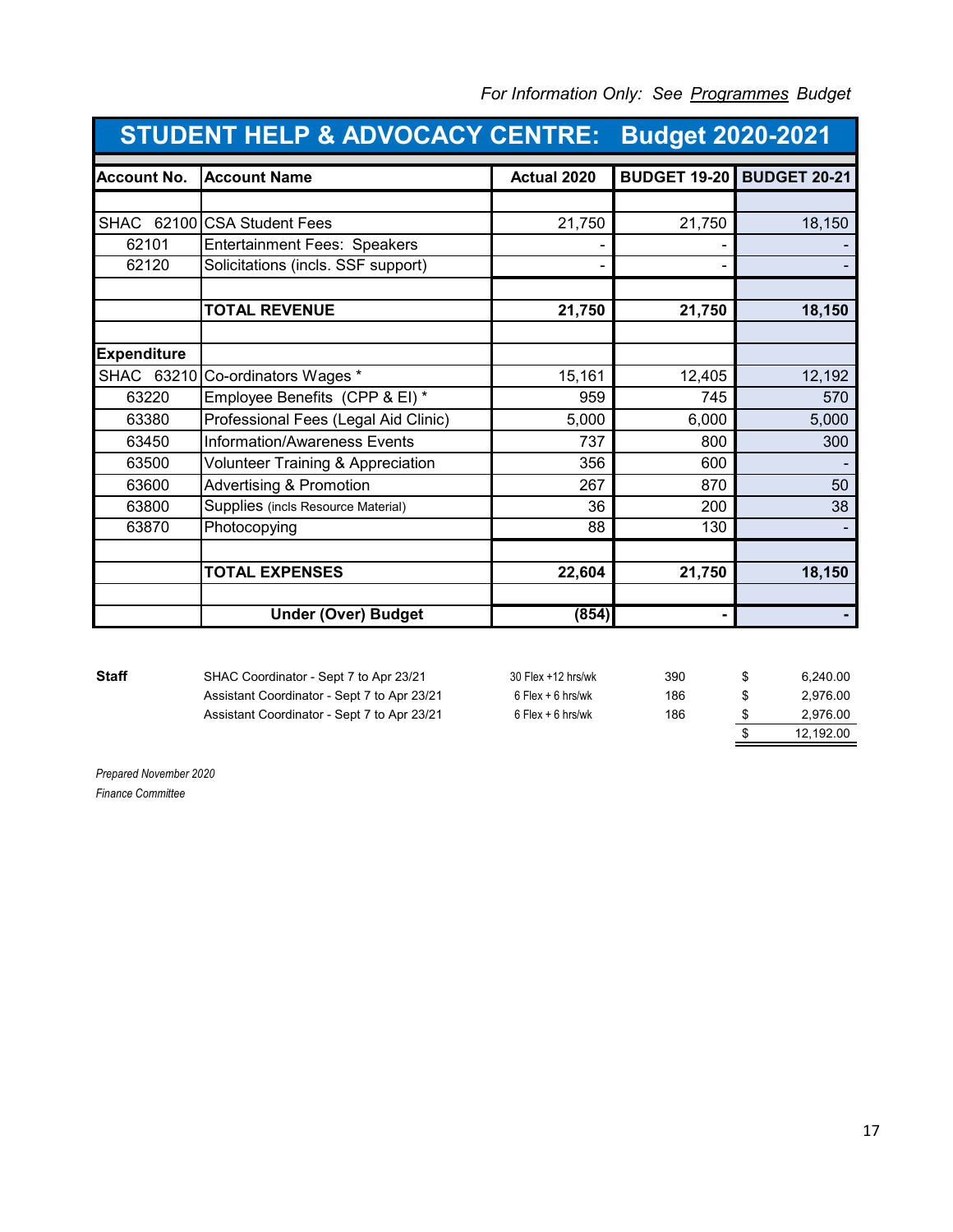*For Information Only: See Programmes Budget*

# STUDENT HELP & ADVOCACY CENTRE: Budget 2020-2021

| Account No. | Account Name | Actual 2020 | BUDGET 19-20 | BUDGET 20-21 |
|---|---|---|---|---|
| SHAC 62100 | CSA Student Fees | 21,750 | 21,750 | 18,150 |
| 62101 | Entertainment Fees: Speakers | - | - | - |
| 62120 | Solicitations (incls. SSF support) | - | - | - |
| | **TOTAL REVENUE** | **21,750** | **21,750** | **18,150** |
| **Expenditure** | | | | |
| SHAC 63210 | Co-ordinators Wages * | 15,161 | 12,405 | 12,192 |
| 63220 | Employee Benefits (CPP & EI) * | 959 | 745 | 570 |
| 63380 | Professional Fees (Legal Aid Clinic) | 5,000 | 6,000 | 5,000 |
| 63450 | Information/Awareness Events | 737 | 800 | 300 |
| 63500 | Volunteer Training & Appreciation | 356 | 600 | - |
| 63600 | Advertising & Promotion | 267 | 870 | 50 |
| 63800 | Supplies (incls Resource Material) | 36 | 200 | 38 |
| 63870 | Photocopying | 88 | 130 | - |
| | **TOTAL EXPENSES** | **22,604** | **21,750** | **18,150** |
| | **Under (Over) Budget** | **(854)** | **-** | **-** |

| Staff | | | | | |
|---|---|---|---|---|---|
| | SHAC Coordinator - Sept 7 to Apr 23/21 | 30 Flex +12 hrs/wk | 390 | $ | 6,240.00 |
| | Assistant Coordinator - Sept 7 to Apr 23/21 | 6 Flex + 6 hrs/wk | 186 | $ | 2,976.00 |
| | Assistant Coordinator - Sept 7 to Apr 23/21 | 6 Flex + 6 hrs/wk | 186 | $ | 2,976.00 |
| | | | | $ | 12,192.00 |

*Prepared November 2020*
*Finance Committee*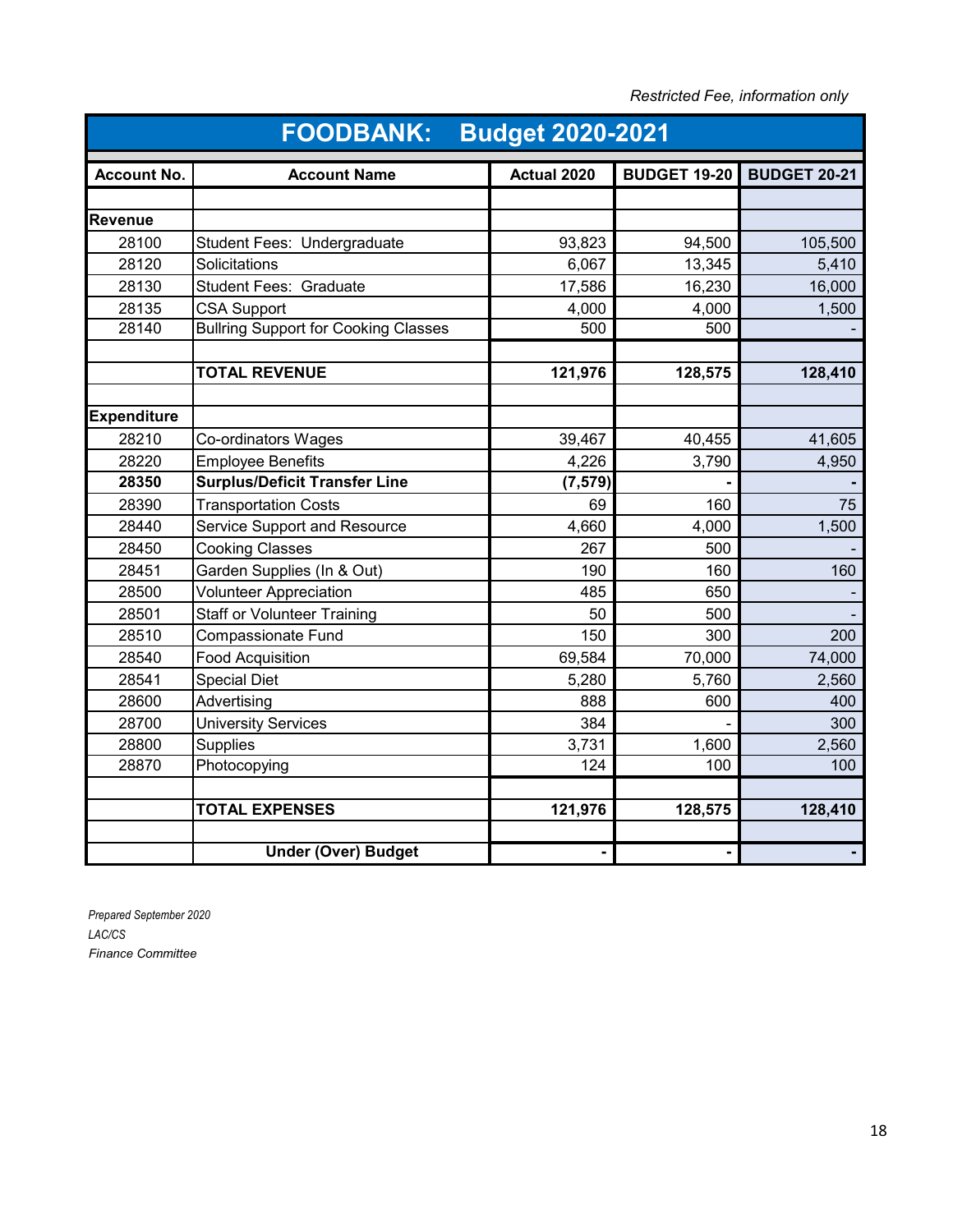*Restricted Fee, information only*

# FOODBANK: Budget 2020-2021

| Account No. | Account Name | Actual 2020 | BUDGET 19-20 | BUDGET 20-21 |
|---|---|---|---|---|
| | | | | |
| **Revenue** | | | | |
| 28100 | Student Fees: Undergraduate | 93,823 | 94,500 | 105,500 |
| 28120 | Solicitations | 6,067 | 13,345 | 5,410 |
| 28130 | Student Fees: Graduate | 17,586 | 16,230 | 16,000 |
| 28135 | CSA Support | 4,000 | 4,000 | 1,500 |
| 28140 | Bullring Support for Cooking Classes | 500 | 500 | - |
| | | | | |
| | **TOTAL REVENUE** | **121,976** | **128,575** | **128,410** |
| | | | | |
| **Expenditure** | | | | |
| 28210 | Co-ordinators Wages | 39,467 | 40,455 | 41,605 |
| 28220 | Employee Benefits | 4,226 | 3,790 | 4,950 |
| **28350** | **Surplus/Deficit Transfer Line** | **(7,579)** | **-** | **-** |
| 28390 | Transportation Costs | 69 | 160 | 75 |
| 28440 | Service Support and Resource | 4,660 | 4,000 | 1,500 |
| 28450 | Cooking Classes | 267 | 500 | - |
| 28451 | Garden Supplies (In & Out) | 190 | 160 | 160 |
| 28500 | Volunteer Appreciation | 485 | 650 | - |
| 28501 | Staff or Volunteer Training | 50 | 500 | - |
| 28510 | Compassionate Fund | 150 | 300 | 200 |
| 28540 | Food Acquisition | 69,584 | 70,000 | 74,000 |
| 28541 | Special Diet | 5,280 | 5,760 | 2,560 |
| 28600 | Advertising | 888 | 600 | 400 |
| 28700 | University Services | 384 | - | 300 |
| 28800 | Supplies | 3,731 | 1,600 | 2,560 |
| 28870 | Photocopying | 124 | 100 | 100 |
| | | | | |
| | **TOTAL EXPENSES** | **121,976** | **128,575** | **128,410** |
| | | | | |
| | **Under (Over) Budget** | **-** | **-** | **-** |

*Prepared September 2020*
*LAC/CS*
*Finance Committee*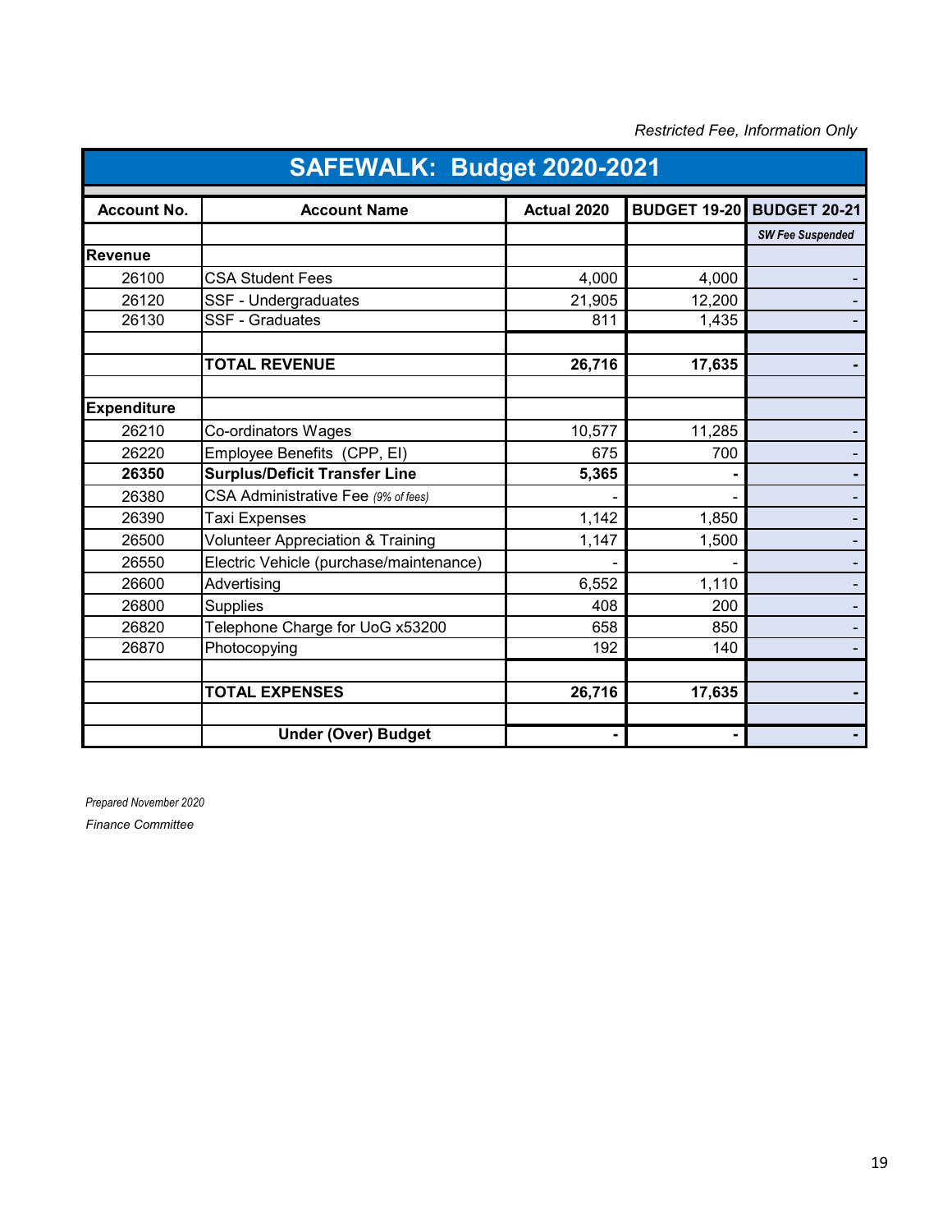*Restricted Fee, Information Only*

| SAFEWALK: Budget 2020-2021 | | | | |
|---|---|---|---|---|
| **Account No.** | **Account Name** | **Actual 2020** | **BUDGET 19-20** | **BUDGET 20-21** |
| | | | | ***SW Fee Suspended*** |
| **Revenue** | | | | |
| 26100 | CSA Student Fees | 4,000 | 4,000 | - |
| 26120 | SSF - Undergraduates | 21,905 | 12,200 | - |
| 26130 | SSF - Graduates | 811 | 1,435 | - |
| | | | | |
| | **TOTAL REVENUE** | **26,716** | **17,635** | **-** |
| | | | | |
| **Expenditure** | | | | |
| 26210 | Co-ordinators Wages | 10,577 | 11,285 | - |
| 26220 | Employee Benefits (CPP, EI) | 675 | 700 | - |
| **26350** | **Surplus/Deficit Transfer Line** | **5,365** | **-** | **-** |
| 26380 | CSA Administrative Fee *(9% of fees)* | - | - | - |
| 26390 | Taxi Expenses | 1,142 | 1,850 | - |
| 26500 | Volunteer Appreciation & Training | 1,147 | 1,500 | - |
| 26550 | Electric Vehicle (purchase/maintenance) | - | - | - |
| 26600 | Advertising | 6,552 | 1,110 | - |
| 26800 | Supplies | 408 | 200 | - |
| 26820 | Telephone Charge for UoG x53200 | 658 | 850 | - |
| 26870 | Photocopying | 192 | 140 | - |
| | | | | |
| | **TOTAL EXPENSES** | **26,716** | **17,635** | **-** |
| | | | | |
| | **Under (Over) Budget** | **-** | **-** | **-** |

*Prepared November 2020*

*Finance Committee*